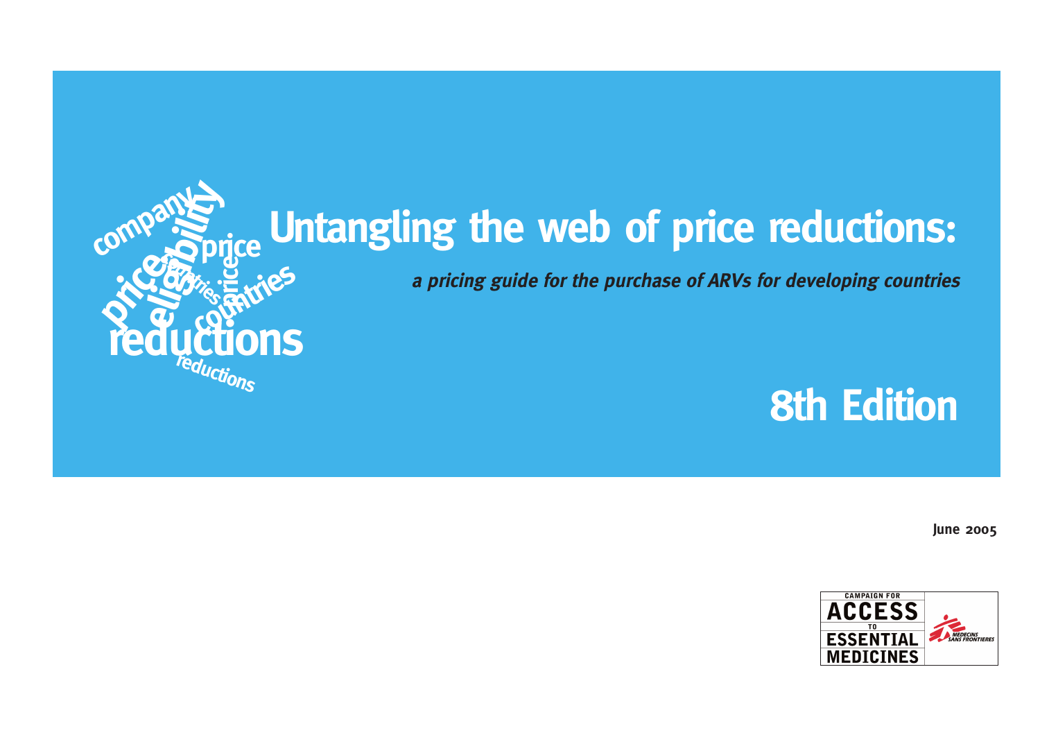# Untangling the web of price reductions:

***a pricing guide for the purchase of ARVs for developing countries***

## 8th Edition

**June 2005**

CAMPAIGN FOR ACCESS TO ESSENTIAL MEDICINES

MEDECINS SANS FRONTIERES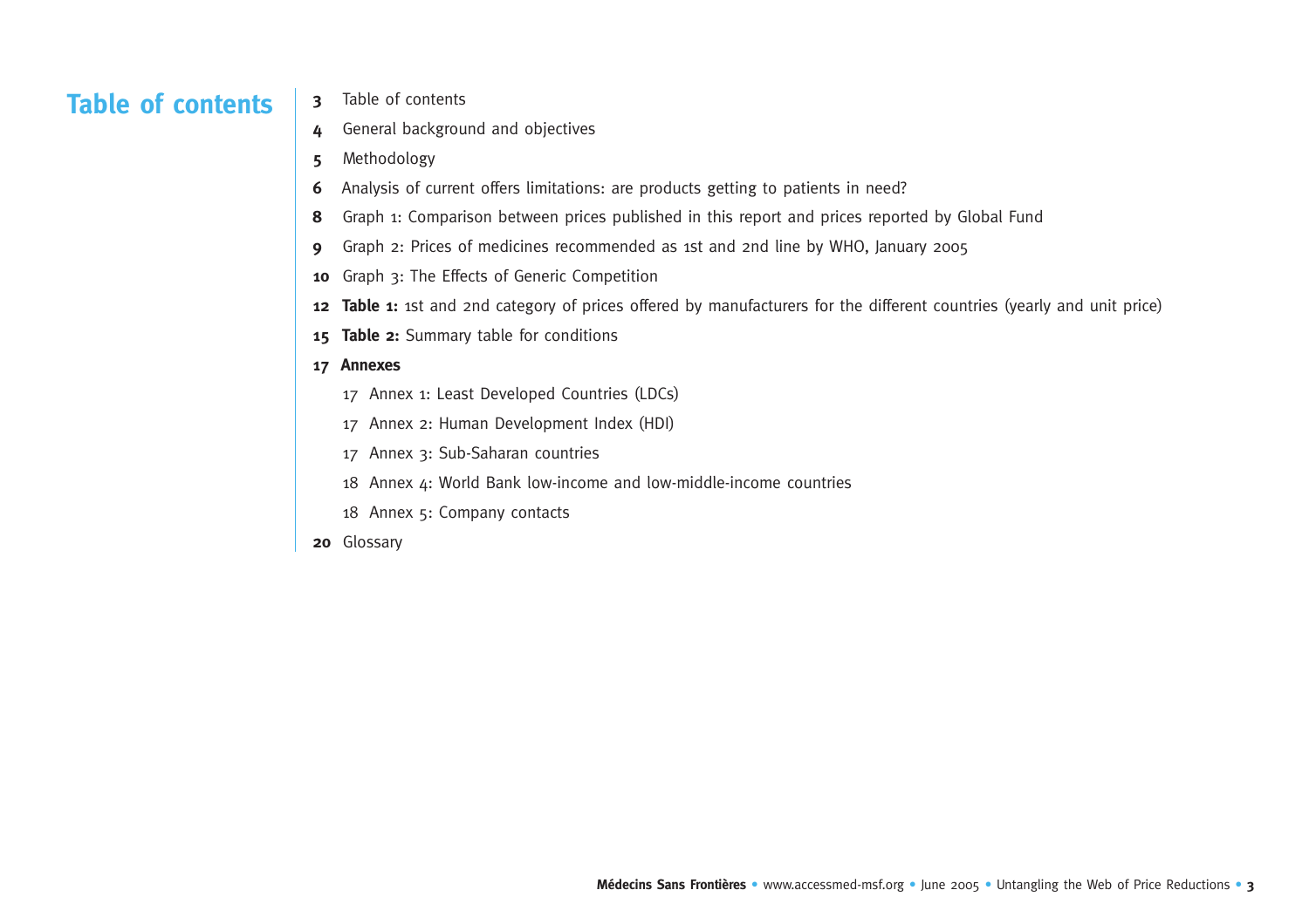# Table of contents

**3** Table of contents

**4** General background and objectives

**5** Methodology

**6** Analysis of current offers limitations: are products getting to patients in need?

**8** Graph 1: Comparison between prices published in this report and prices reported by Global Fund

**9** Graph 2: Prices of medicines recommended as 1st and 2nd line by WHO, January 2005

**10** Graph 3: The Effects of Generic Competition

**12** **Table 1:** 1st and 2nd category of prices offered by manufacturers for the different countries (yearly and unit price)

**15** **Table 2:** Summary table for conditions

**17** **Annexes**

- 17 Annex 1: Least Developed Countries (LDCs)
- 17 Annex 2: Human Development Index (HDI)
- 17 Annex 3: Sub-Saharan countries
- 18 Annex 4: World Bank low-income and low-middle-income countries
- 18 Annex 5: Company contacts

**20** Glossary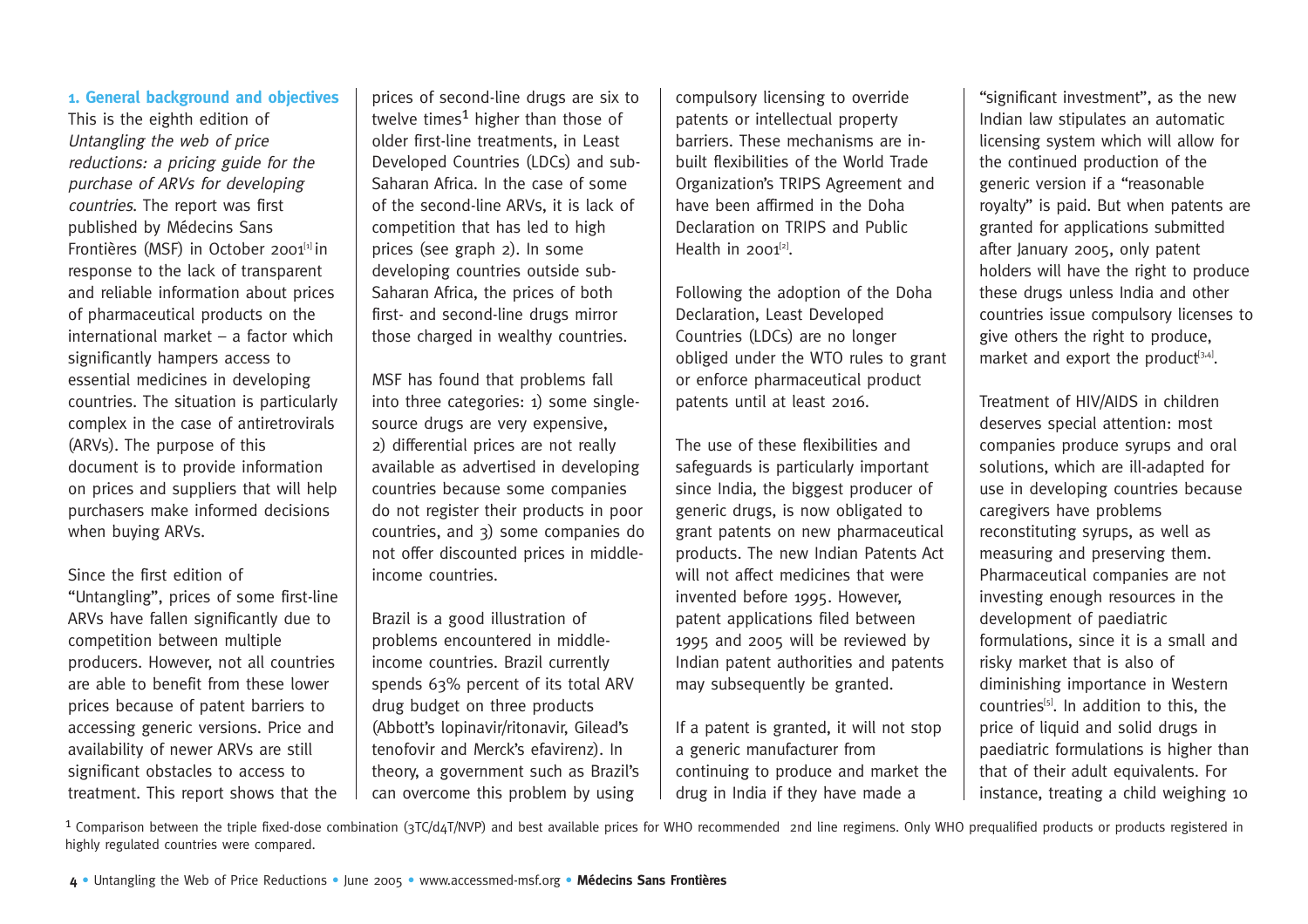## 1. General background and objectives

This is the eighth edition of *Untangling the web of price reductions: a pricing guide for the purchase of ARVs for developing countries*. The report was first published by Médecins Sans Frontières (MSF) in October 2001[1] in response to the lack of transparent and reliable information about prices of pharmaceutical products on the international market – a factor which significantly hampers access to essential medicines in developing countries. The situation is particularly complex in the case of antiretrovirals (ARVs). The purpose of this document is to provide information on prices and suppliers that will help purchasers make informed decisions when buying ARVs.

Since the first edition of "Untangling", prices of some first-line ARVs have fallen significantly due to competition between multiple producers. However, not all countries are able to benefit from these lower prices because of patent barriers to accessing generic versions. Price and availability of newer ARVs are still significant obstacles to access to treatment. This report shows that the prices of second-line drugs are six to twelve times[1] higher than those of older first-line treatments, in Least Developed Countries (LDCs) and sub-Saharan Africa. In the case of some of the second-line ARVs, it is lack of competition that has led to high prices (see graph 2). In some developing countries outside sub-Saharan Africa, the prices of both first- and second-line drugs mirror those charged in wealthy countries.

MSF has found that problems fall into three categories: 1) some single-source drugs are very expensive, 2) differential prices are not really available as advertised in developing countries because some companies do not register their products in poor countries, and 3) some companies do not offer discounted prices in middle-income countries.

Brazil is a good illustration of problems encountered in middle-income countries. Brazil currently spends 63% percent of its total ARV drug budget on three products (Abbott's lopinavir/ritonavir, Gilead's tenofovir and Merck's efavirenz). In theory, a government such as Brazil's can overcome this problem by using compulsory licensing to override patents or intellectual property barriers. These mechanisms are in-built flexibilities of the World Trade Organization's TRIPS Agreement and have been affirmed in the Doha Declaration on TRIPS and Public Health in 2001[2].

Following the adoption of the Doha Declaration, Least Developed Countries (LDCs) are no longer obliged under the WTO rules to grant or enforce pharmaceutical product patents until at least 2016.

The use of these flexibilities and safeguards is particularly important since India, the biggest producer of generic drugs, is now obligated to grant patents on new pharmaceutical products. The new Indian Patents Act will not affect medicines that were invented before 1995. However, patent applications filed between 1995 and 2005 will be reviewed by Indian patent authorities and patents may subsequently be granted.

If a patent is granted, it will not stop a generic manufacturer from continuing to produce and market the drug in India if they have made a "significant investment", as the new Indian law stipulates an automatic licensing system which will allow for the continued production of the generic version if a "reasonable royalty" is paid. But when patents are granted for applications submitted after January 2005, only patent holders will have the right to produce these drugs unless India and other countries issue compulsory licenses to give others the right to produce, market and export the product[3,4].

Treatment of HIV/AIDS in children deserves special attention: most companies produce syrups and oral solutions, which are ill-adapted for use in developing countries because caregivers have problems reconstituting syrups, as well as measuring and preserving them. Pharmaceutical companies are not investing enough resources in the development of paediatric formulations, since it is a small and risky market that is also of diminishing importance in Western countries[5]. In addition to this, the price of liquid and solid drugs in paediatric formulations is higher than that of their adult equivalents. For instance, treating a child weighing 10

[1] Comparison between the triple fixed-dose combination (3TC/d4T/NVP) and best available prices for WHO recommended 2nd line regimens. Only WHO prequalified products or products registered in highly regulated countries were compared.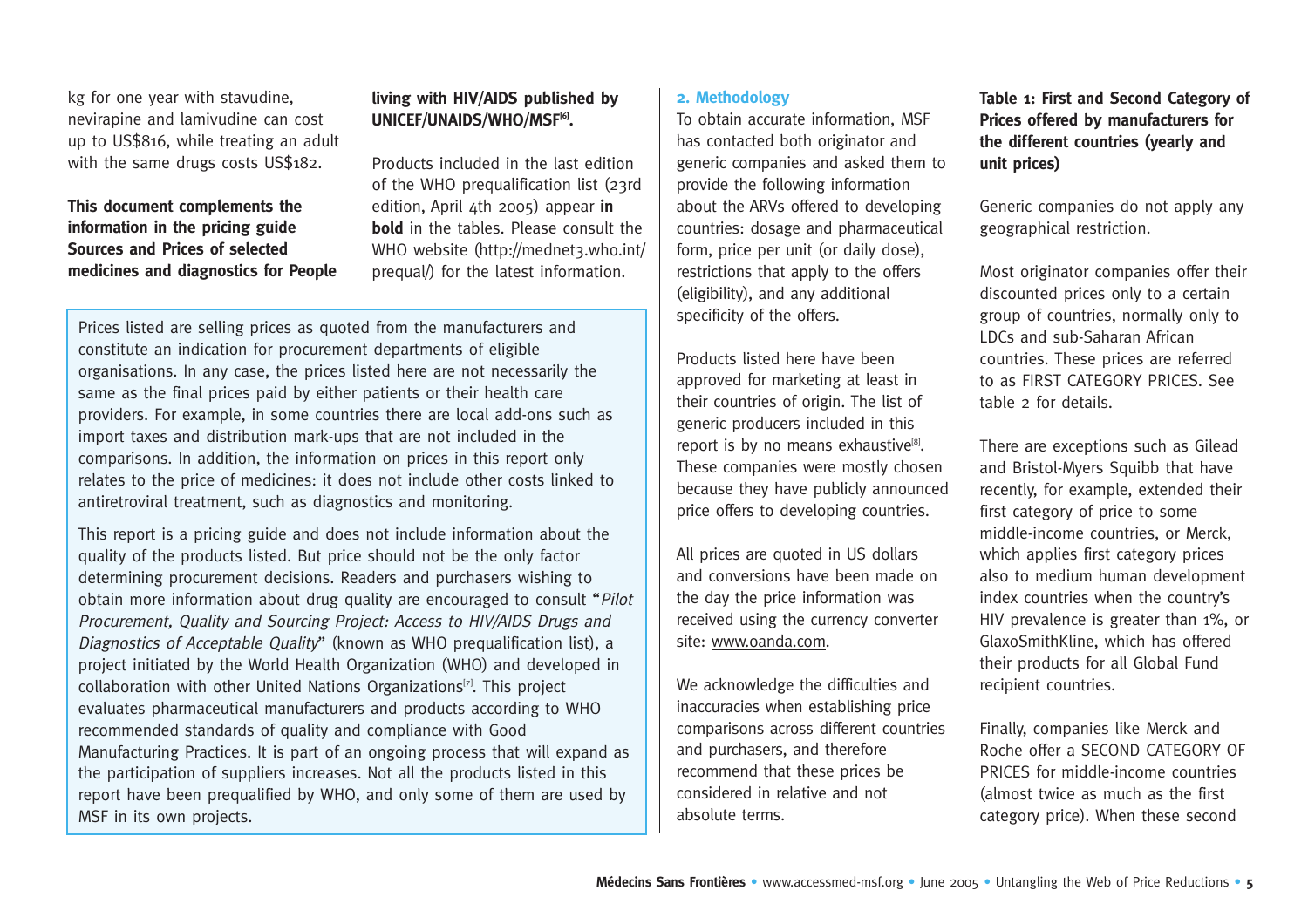kg for one year with stavudine, nevirapine and lamivudine can cost up to US$816, while treating an adult with the same drugs costs US$182.

**This document complements the information in the pricing guide Sources and Prices of selected medicines and diagnostics for People living with HIV/AIDS published by UNICEF/UNAIDS/WHO/MSF[6].**

Products included in the last edition of the WHO prequalification list (23rd edition, April 4th 2005) appear **in bold** in the tables. Please consult the WHO website (http://mednet3.who.int/prequal/) for the latest information.

Prices listed are selling prices as quoted from the manufacturers and constitute an indication for procurement departments of eligible organisations. In any case, the prices listed here are not necessarily the same as the final prices paid by either patients or their health care providers. For example, in some countries there are local add-ons such as import taxes and distribution mark-ups that are not included in the comparisons. In addition, the information on prices in this report only relates to the price of medicines: it does not include other costs linked to antiretroviral treatment, such as diagnostics and monitoring.

This report is a pricing guide and does not include information about the quality of the products listed. But price should not be the only factor determining procurement decisions. Readers and purchasers wishing to obtain more information about drug quality are encouraged to consult "*Pilot Procurement, Quality and Sourcing Project: Access to HIV/AIDS Drugs and Diagnostics of Acceptable Quality*" (known as WHO prequalification list), a project initiated by the World Health Organization (WHO) and developed in collaboration with other United Nations Organizations[7]. This project evaluates pharmaceutical manufacturers and products according to WHO recommended standards of quality and compliance with Good Manufacturing Practices. It is part of an ongoing process that will expand as the participation of suppliers increases. Not all the products listed in this report have been prequalified by WHO, and only some of them are used by MSF in its own projects.

## 2. Methodology

To obtain accurate information, MSF has contacted both originator and generic companies and asked them to provide the following information about the ARVs offered to developing countries: dosage and pharmaceutical form, price per unit (or daily dose), restrictions that apply to the offers (eligibility), and any additional specificity of the offers.

Products listed here have been approved for marketing at least in their countries of origin. The list of generic producers included in this report is by no means exhaustive[8]. These companies were mostly chosen because they have publicly announced price offers to developing countries.

All prices are quoted in US dollars and conversions have been made on the day the price information was received using the currency converter site: www.oanda.com.

We acknowledge the difficulties and inaccuracies when establishing price comparisons across different countries and purchasers, and therefore recommend that these prices be considered in relative and not absolute terms.

**Table 1: First and Second Category of Prices offered by manufacturers for the different countries (yearly and unit prices)**

Generic companies do not apply any geographical restriction.

Most originator companies offer their discounted prices only to a certain group of countries, normally only to LDCs and sub-Saharan African countries. These prices are referred to as FIRST CATEGORY PRICES. See table 2 for details.

There are exceptions such as Gilead and Bristol-Myers Squibb that have recently, for example, extended their first category of price to some middle-income countries, or Merck, which applies first category prices also to medium human development index countries when the country's HIV prevalence is greater than 1%, or GlaxoSmithKline, which has offered their products for all Global Fund recipient countries.

Finally, companies like Merck and Roche offer a SECOND CATEGORY OF PRICES for middle-income countries (almost twice as much as the first category price). When these second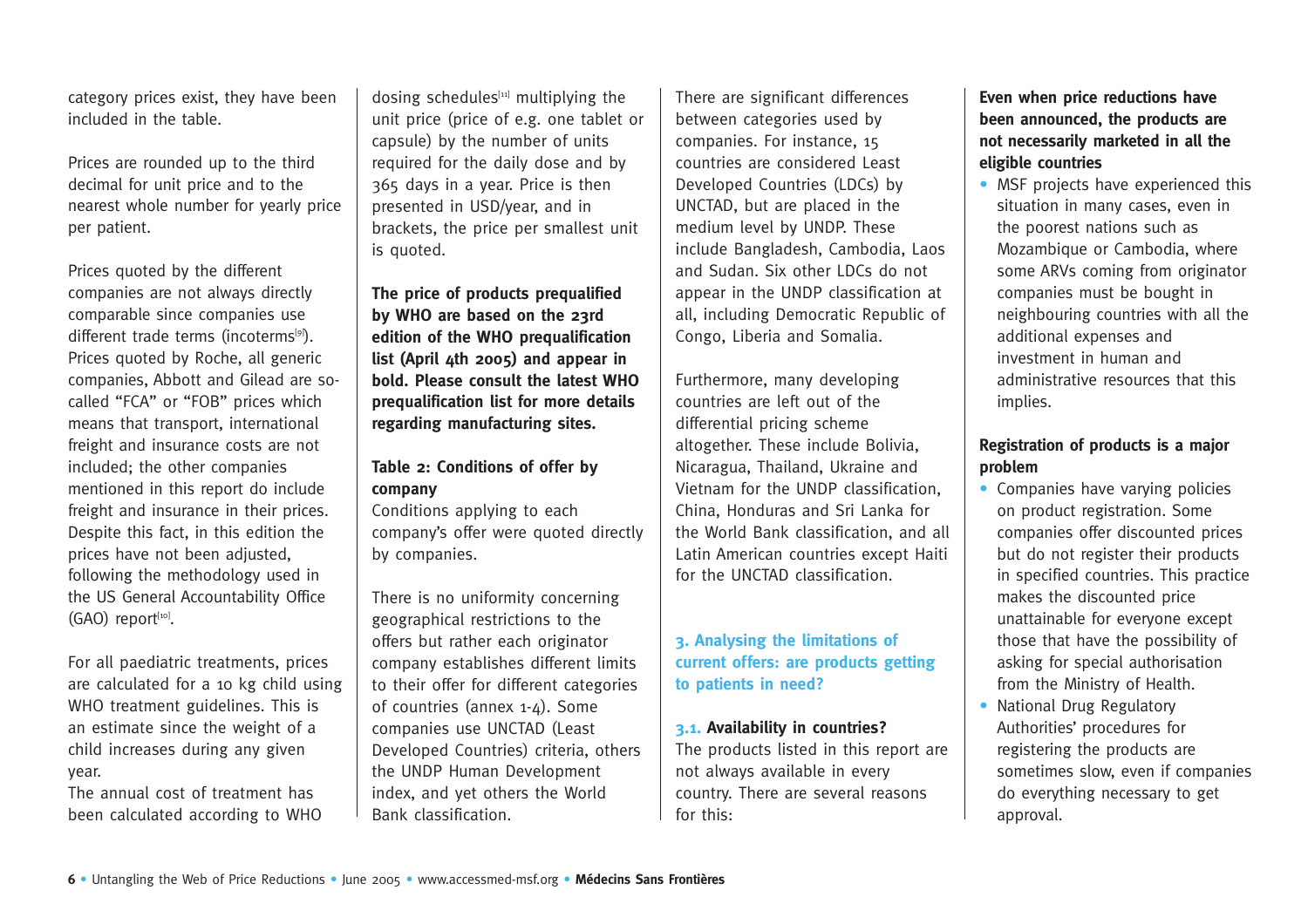category prices exist, they have been included in the table.

Prices are rounded up to the third decimal for unit price and to the nearest whole number for yearly price per patient.

Prices quoted by the different companies are not always directly comparable since companies use different trade terms (incoterms[9]). Prices quoted by Roche, all generic companies, Abbott and Gilead are so-called "FCA" or "FOB" prices which means that transport, international freight and insurance costs are not included; the other companies mentioned in this report do include freight and insurance in their prices. Despite this fact, in this edition the prices have not been adjusted, following the methodology used in the US General Accountability Office (GAO) report[10].

For all paediatric treatments, prices are calculated for a 10 kg child using WHO treatment guidelines. This is an estimate since the weight of a child increases during any given year.
The annual cost of treatment has been calculated according to WHO dosing schedules[11] multiplying the unit price (price of e.g. one tablet or capsule) by the number of units required for the daily dose and by 365 days in a year. Price is then presented in USD/year, and in brackets, the price per smallest unit is quoted.

**The price of products prequalified by WHO are based on the 23rd edition of the WHO prequalification list (April 4th 2005) and appear in bold. Please consult the latest WHO prequalification list for more details regarding manufacturing sites.**

**Table 2: Conditions of offer by company**
Conditions applying to each company's offer were quoted directly by companies.

There is no uniformity concerning geographical restrictions to the offers but rather each originator company establishes different limits to their offer for different categories of countries (annex 1-4). Some companies use UNCTAD (Least Developed Countries) criteria, others the UNDP Human Development index, and yet others the World Bank classification.

There are significant differences between categories used by companies. For instance, 15 countries are considered Least Developed Countries (LDCs) by UNCTAD, but are placed in the medium level by UNDP. These include Bangladesh, Cambodia, Laos and Sudan. Six other LDCs do not appear in the UNDP classification at all, including Democratic Republic of Congo, Liberia and Somalia.

Furthermore, many developing countries are left out of the differential pricing scheme altogether. These include Bolivia, Nicaragua, Thailand, Ukraine and Vietnam for the UNDP classification, China, Honduras and Sri Lanka for the World Bank classification, and all Latin American countries except Haiti for the UNCTAD classification.

## 3. Analysing the limitations of current offers: are products getting to patients in need?

### 3.1. Availability in countries?

The products listed in this report are not always available in every country. There are several reasons for this:

**Even when price reductions have been announced, the products are not necessarily marketed in all the eligible countries**

- MSF projects have experienced this situation in many cases, even in the poorest nations such as Mozambique or Cambodia, where some ARVs coming from originator companies must be bought in neighbouring countries with all the additional expenses and investment in human and administrative resources that this implies.

**Registration of products is a major problem**

- Companies have varying policies on product registration. Some companies offer discounted prices but do not register their products in specified countries. This practice makes the discounted price unattainable for everyone except those that have the possibility of asking for special authorisation from the Ministry of Health.
- National Drug Regulatory Authorities' procedures for registering the products are sometimes slow, even if companies do everything necessary to get approval.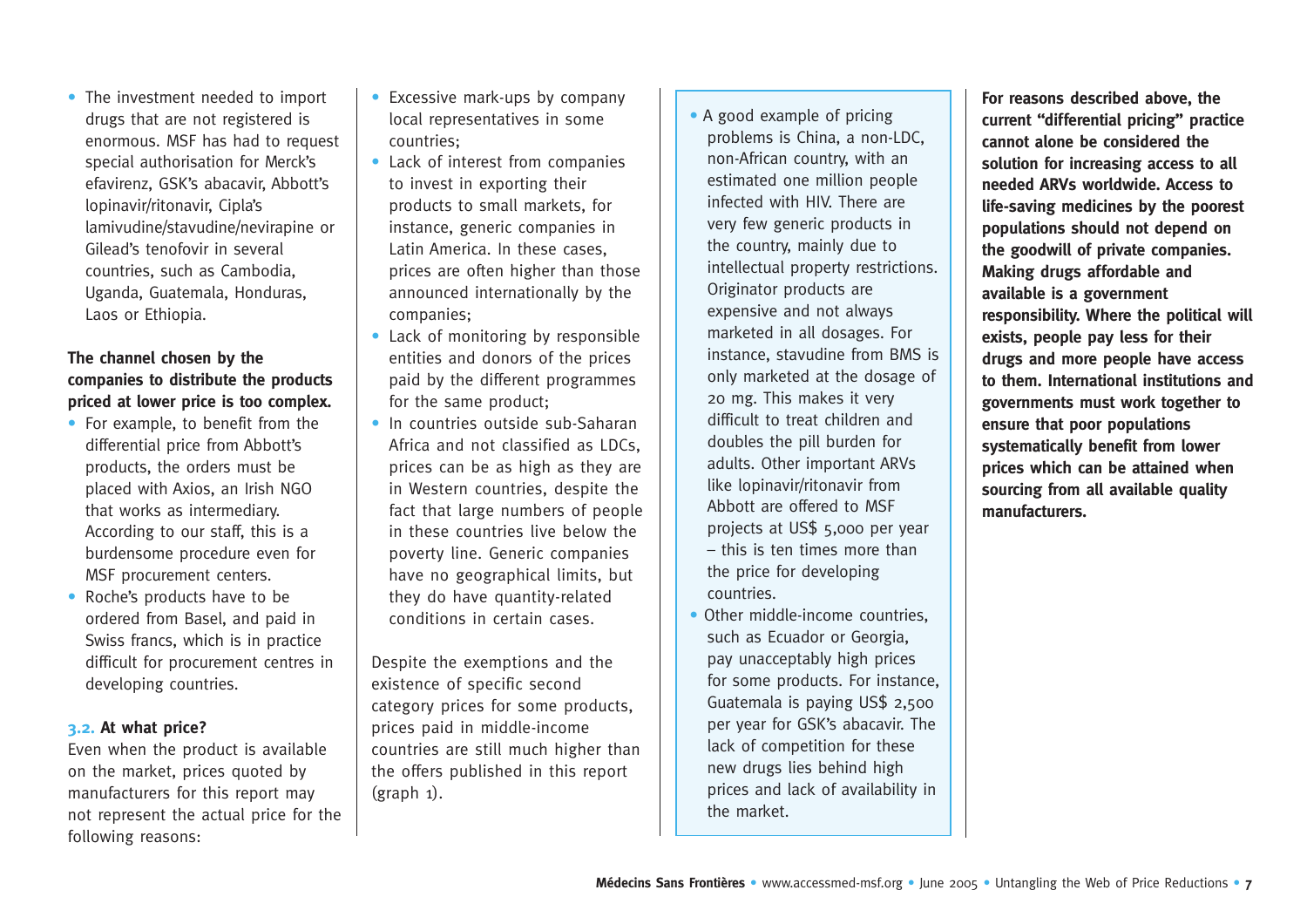- The investment needed to import drugs that are not registered is enormous. MSF has had to request special authorisation for Merck's efavirenz, GSK's abacavir, Abbott's lopinavir/ritonavir, Cipla's lamivudine/stavudine/nevirapine or Gilead's tenofovir in several countries, such as Cambodia, Uganda, Guatemala, Honduras, Laos or Ethiopia.

**The channel chosen by the companies to distribute the products priced at lower price is too complex.**

- For example, to benefit from the differential price from Abbott's products, the orders must be placed with Axios, an Irish NGO that works as intermediary. According to our staff, this is a burdensome procedure even for MSF procurement centers.
- Roche's products have to be ordered from Basel, and paid in Swiss francs, which is in practice difficult for procurement centres in developing countries.

### 3.2. At what price?

Even when the product is available on the market, prices quoted by manufacturers for this report may not represent the actual price for the following reasons:

- Excessive mark-ups by company local representatives in some countries;
- Lack of interest from companies to invest in exporting their products to small markets, for instance, generic companies in Latin America. In these cases, prices are often higher than those announced internationally by the companies;
- Lack of monitoring by responsible entities and donors of the prices paid by the different programmes for the same product;
- In countries outside sub-Saharan Africa and not classified as LDCs, prices can be as high as they are in Western countries, despite the fact that large numbers of people in these countries live below the poverty line. Generic companies have no geographical limits, but they do have quantity-related conditions in certain cases.

Despite the exemptions and the existence of specific second category prices for some products, prices paid in middle-income countries are still much higher than the offers published in this report (graph 1).

- A good example of pricing problems is China, a non-LDC, non-African country, with an estimated one million people infected with HIV. There are very few generic products in the country, mainly due to intellectual property restrictions. Originator products are expensive and not always marketed in all dosages. For instance, stavudine from BMS is only marketed at the dosage of 20 mg. This makes it very difficult to treat children and doubles the pill burden for adults. Other important ARVs like lopinavir/ritonavir from Abbott are offered to MSF projects at US$ 5,000 per year – this is ten times more than the price for developing countries.
- Other middle-income countries, such as Ecuador or Georgia, pay unacceptably high prices for some products. For instance, Guatemala is paying US$ 2,500 per year for GSK's abacavir. The lack of competition for these new drugs lies behind high prices and lack of availability in the market.

**For reasons described above, the current "differential pricing" practice cannot alone be considered the solution for increasing access to all needed ARVs worldwide. Access to life-saving medicines by the poorest populations should not depend on the goodwill of private companies. Making drugs affordable and available is a government responsibility. Where the political will exists, people pay less for their drugs and more people have access to them. International institutions and governments must work together to ensure that poor populations systematically benefit from lower prices which can be attained when sourcing from all available quality manufacturers.**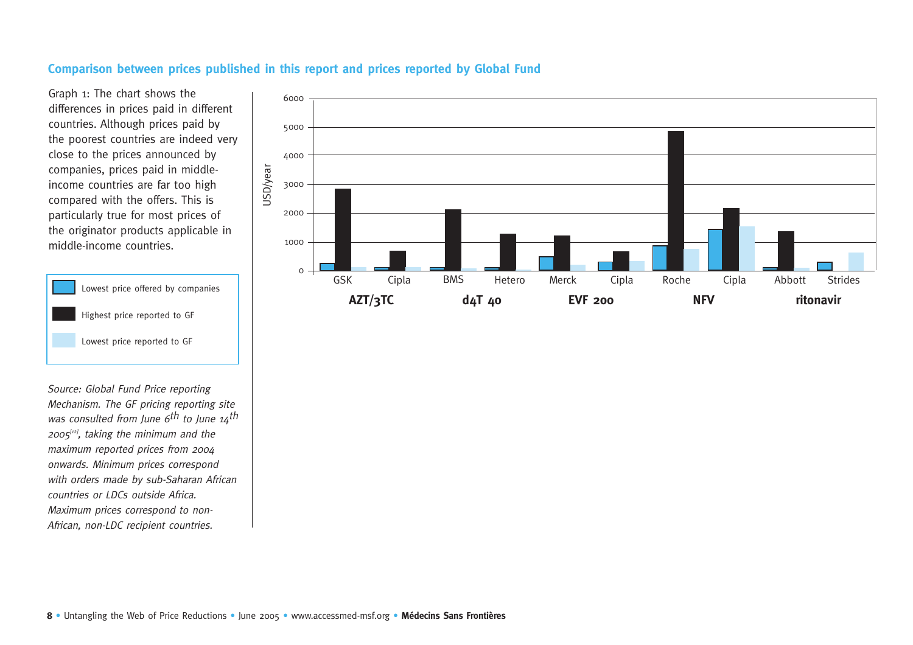## Comparison between prices published in this report and prices reported by Global Fund

Graph 1: The chart shows the differences in prices paid in different countries. Although prices paid by the poorest countries are indeed very close to the prices announced by companies, prices paid in middle-income countries are far too high compared with the offers. This is particularly true for most prices of the originator products applicable in middle-income countries.

- Lowest price offered by companies
- Highest price reported to GF
- Lowest price reported to GF

*Source: Global Fund Price reporting Mechanism. The GF pricing reporting site was consulted from June 6th to June 14th 2005[12], taking the minimum and the maximum reported prices from 2004 onwards. Minimum prices correspond with orders made by sub-Saharan African countries or LDCs outside Africa. Maximum prices correspond to non-African, non-LDC recipient countries.*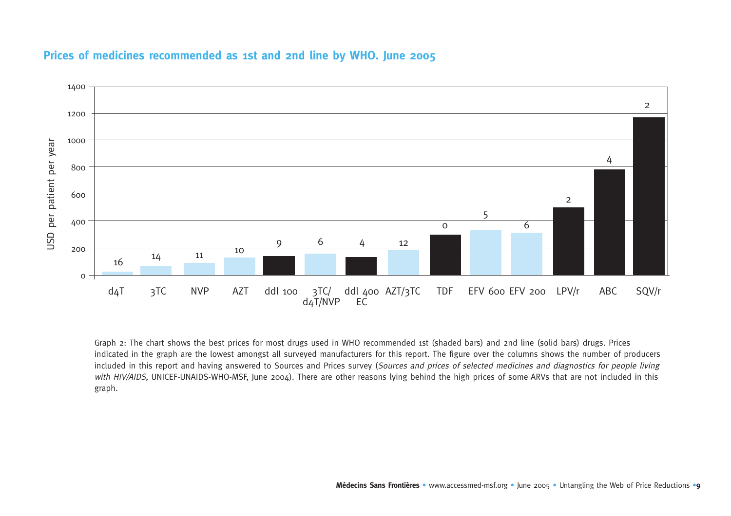## Prices of medicines recommended as 1st and 2nd line by WHO. June 2005

Graph 2: The chart shows the best prices for most drugs used in WHO recommended 1st (shaded bars) and 2nd line (solid bars) drugs. Prices indicated in the graph are the lowest amongst all surveyed manufacturers for this report. The figure over the columns shows the number of producers included in this report and having answered to Sources and Prices survey (*Sources and prices of selected medicines and diagnostics for people living with HIV/AIDS,* UNICEF-UNAIDS-WHO-MSF, June 2004). There are other reasons lying behind the high prices of some ARVs that are not included in this graph.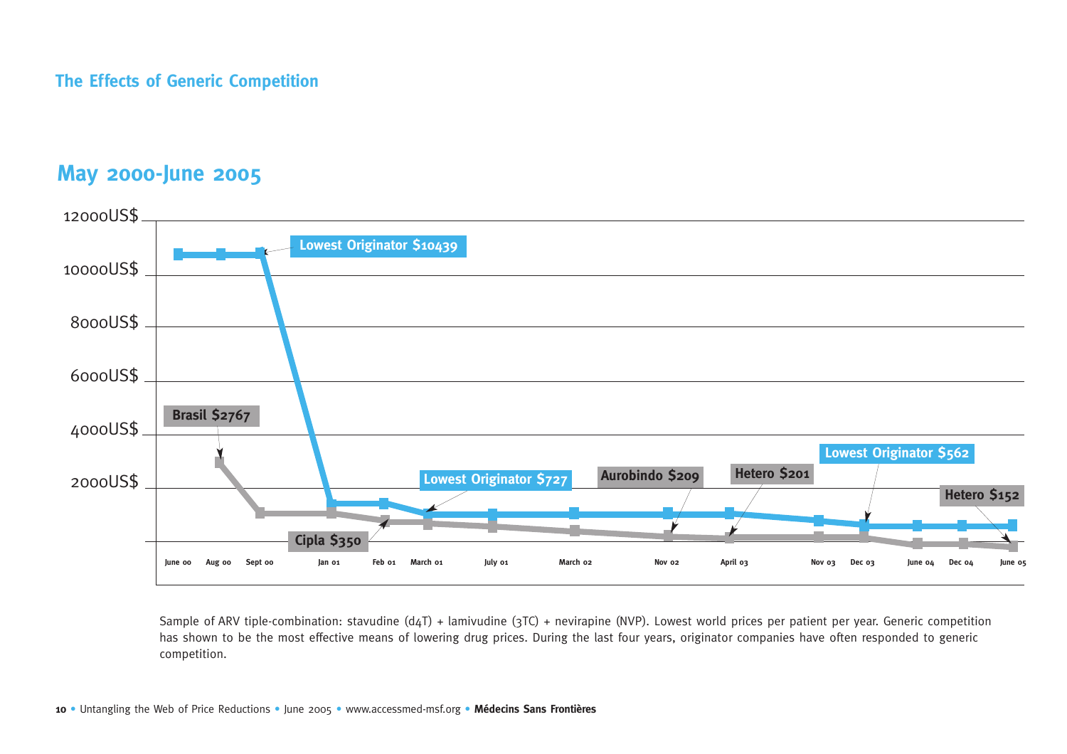## The Effects of Generic Competition

### May 2000-June 2005

12000US$
10000US$
8000US$
6000US$
4000US$
2000US$

Lowest Originator $10439

Brasil $2767

Lowest Originator $727

Aurobindo $209

Hetero $201

Lowest Originator $562

Hetero $152

Cipla $350

June 00 | Aug 00 | Sept 00 | Jan 01 | Feb 01 | March 01 | July 01 | March 02 | Nov 02 | April 03 | Nov 03 | Dec 03 | June 04 | Dec 04 | June 05

Sample of ARV tiple-combination: stavudine (d4T) + lamivudine (3TC) + nevirapine (NVP). Lowest world prices per patient per year. Generic competition has shown to be the most effective means of lowering drug prices. During the last four years, originator companies have often responded to generic competition.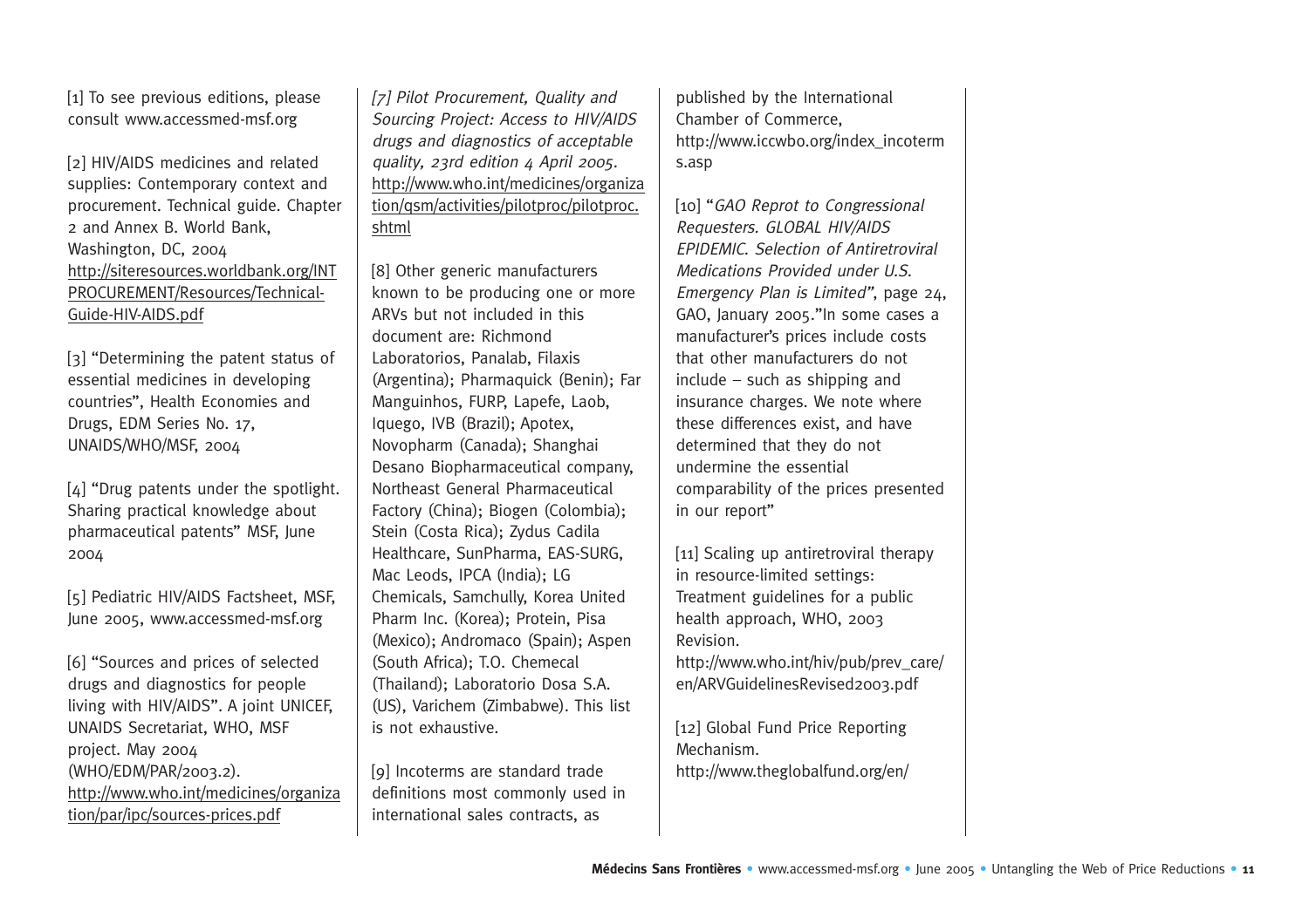[1] To see previous editions, please consult www.accessmed-msf.org

[2] HIV/AIDS medicines and related supplies: Contemporary context and procurement. Technical guide. Chapter 2 and Annex B. World Bank, Washington, DC, 2004 http://siteresources.worldbank.org/INTPROCUREMENT/Resources/Technical-Guide-HIV-AIDS.pdf

[3] "Determining the patent status of essential medicines in developing countries", Health Economies and Drugs, EDM Series No. 17, UNAIDS/WHO/MSF, 2004

[4] "Drug patents under the spotlight. Sharing practical knowledge about pharmaceutical patents" MSF, June 2004

[5] Pediatric HIV/AIDS Factsheet, MSF, June 2005, www.accessmed-msf.org

[6] "Sources and prices of selected drugs and diagnostics for people living with HIV/AIDS". A joint UNICEF, UNAIDS Secretariat, WHO, MSF project. May 2004 (WHO/EDM/PAR/2003.2). http://www.who.int/medicines/organization/par/ipc/sources-prices.pdf

[7] *Pilot Procurement, Quality and Sourcing Project: Access to HIV/AIDS drugs and diagnostics of acceptable quality, 23rd edition 4 April 2005.* http://www.who.int/medicines/organization/qsm/activities/pilotproc/pilotproc.shtml

[8] Other generic manufacturers known to be producing one or more ARVs but not included in this document are: Richmond Laboratorios, Panalab, Filaxis (Argentina); Pharmaquick (Benin); Far Manguinhos, FURP, Lapefe, Laob, Iquego, IVB (Brazil); Apotex, Novopharm (Canada); Shanghai Desano Biopharmaceutical company, Northeast General Pharmaceutical Factory (China); Biogen (Colombia); Stein (Costa Rica); Zydus Cadila Healthcare, SunPharma, EAS-SURG, Mac Leods, IPCA (India); LG Chemicals, Samchully, Korea United Pharm Inc. (Korea); Protein, Pisa (Mexico); Andromaco (Spain); Aspen (South Africa); T.O. Chemecal (Thailand); Laboratorio Dosa S.A. (US), Varichem (Zimbabwe). This list is not exhaustive.

[9] Incoterms are standard trade definitions most commonly used in international sales contracts, as published by the International Chamber of Commerce, http://www.iccwbo.org/index_incoterms.asp

[10] "*GAO Reprot to Congressional Requesters. GLOBAL HIV/AIDS EPIDEMIC. Selection of Antiretroviral Medications Provided under U.S. Emergency Plan is Limited*", page 24, GAO, January 2005."In some cases a manufacturer's prices include costs that other manufacturers do not include – such as shipping and insurance charges. We note where these differences exist, and have determined that they do not undermine the essential comparability of the prices presented in our report"

[11] Scaling up antiretroviral therapy in resource-limited settings: Treatment guidelines for a public health approach, WHO, 2003 Revision. http://www.who.int/hiv/pub/prev_care/en/ARVGuidelinesRevised2003.pdf

[12] Global Fund Price Reporting Mechanism. http://www.theglobalfund.org/en/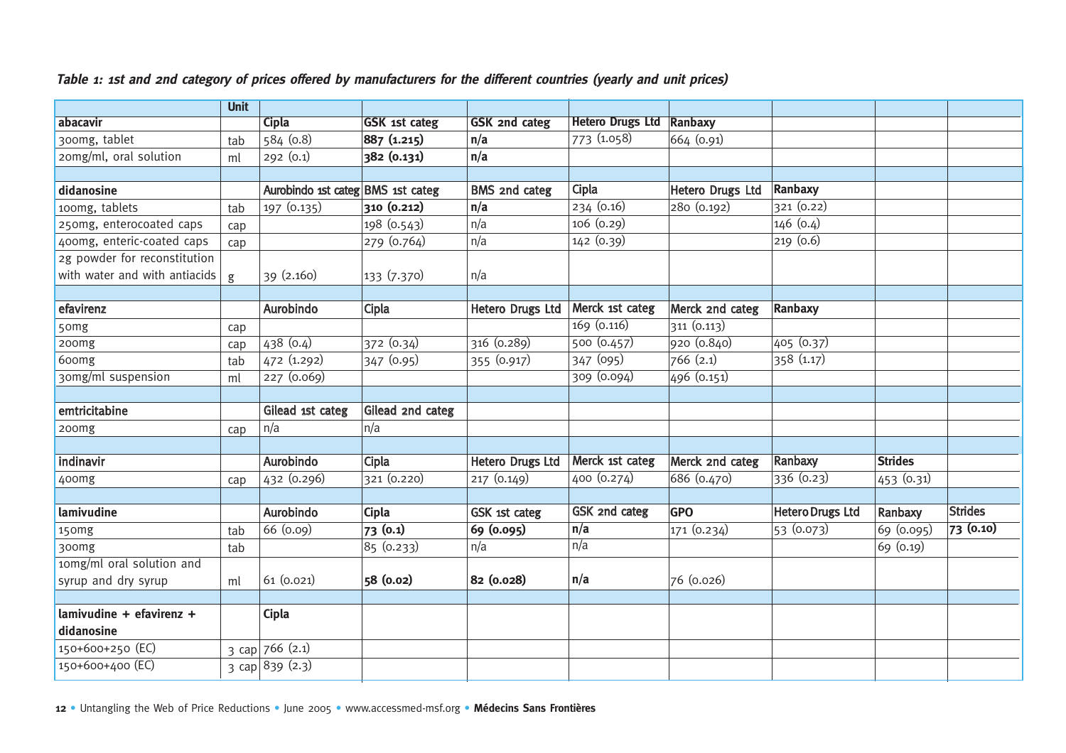***Table 1: 1st and 2nd category of prices offered by manufacturers for the different countries (yearly and unit prices)***

| | Unit | | | | | | | | |
|---|---|---|---|---|---|---|---|---|---|
| **abacavir** | | **Cipla** | **GSK 1st categ** | **GSK 2nd categ** | **Hetero Drugs Ltd** | **Ranbaxy** | | | |
| 300mg, tablet | tab | 584 (0.8) | **887 (1.215)** | **n/a** | 773 (1.058) | 664 (0.91) | | | |
| 20mg/ml, oral solution | ml | 292 (0.1) | **382 (0.131)** | **n/a** | | | | | |
| | | | | | | | | | |
| **didanosine** | | **Aurobindo 1st categ** | **BMS 1st categ** | **BMS 2nd categ** | **Cipla** | **Hetero Drugs Ltd** | **Ranbaxy** | | |
| 100mg, tablets | tab | 197 (0.135) | **310 (0.212)** | **n/a** | 234 (0.16) | 280 (0.192) | 321 (0.22) | | |
| 250mg, enterocoated caps | cap | | 198 (0.543) | n/a | 106 (0.29) | | 146 (0.4) | | |
| 400mg, enteric-coated caps | cap | | 279 (0.764) | n/a | 142 (0.39) | | 219 (0.6) | | |
| 2g powder for reconstitution with water and with antiacids | g | 39 (2.160) | 133 (7.370) | n/a | | | | | |
| | | | | | | | | | |
| **efavirenz** | | **Aurobindo** | **Cipla** | **Hetero Drugs Ltd** | **Merck 1st categ** | **Merck 2nd categ** | **Ranbaxy** | | |
| 50mg | cap | | | | 169 (0.116) | 311 (0.113) | | | |
| 200mg | cap | 438 (0.4) | 372 (0.34) | 316 (0.289) | 500 (0.457) | 920 (0.840) | 405 (0.37) | | |
| 600mg | tab | 472 (1.292) | 347 (0.95) | 355 (0.917) | 347 (095) | 766 (2.1) | 358 (1.17) | | |
| 30mg/ml suspension | ml | 227 (0.069) | | | 309 (0.094) | 496 (0.151) | | | |
| | | | | | | | | | |
| **emtricitabine** | | **Gilead 1st categ** | **Gilead 2nd categ** | | | | | | |
| 200mg | cap | n/a | n/a | | | | | | |
| | | | | | | | | | |
| **indinavir** | | **Aurobindo** | **Cipla** | **Hetero Drugs Ltd** | **Merck 1st categ** | **Merck 2nd categ** | **Ranbaxy** | **Strides** | |
| 400mg | cap | 432 (0.296) | 321 (0.220) | 217 (0.149) | 400 (0.274) | 686 (0.470) | 336 (0.23) | 453 (0.31) | |
| | | | | | | | | | |
| **lamivudine** | | **Aurobindo** | **Cipla** | **GSK 1st categ** | **GSK 2nd categ** | **GPO** | **Hetero Drugs Ltd** | **Ranbaxy** | **Strides** |
| 150mg | tab | 66 (0.09) | **73 (0.1)** | **69 (0.095)** | **n/a** | 171 (0.234) | 53 (0.073) | 69 (0.095) | **73 (0.10)** |
| 300mg | tab | | 85 (0.233) | n/a | n/a | | | 69 (0.19) | |
| 10mg/ml oral solution and syrup and dry syrup | ml | 61 (0.021) | **58 (0.02)** | **82 (0.028)** | **n/a** | 76 (0.026) | | | |
| | | | | | | | | | |
| **lamivudine + efavirenz + didanosine** | | **Cipla** | | | | | | | |
| 150+600+250 (EC) | 3 cap | 766 (2.1) | | | | | | | |
| 150+600+400 (EC) | 3 cap | 839 (2.3) | | | | | | | |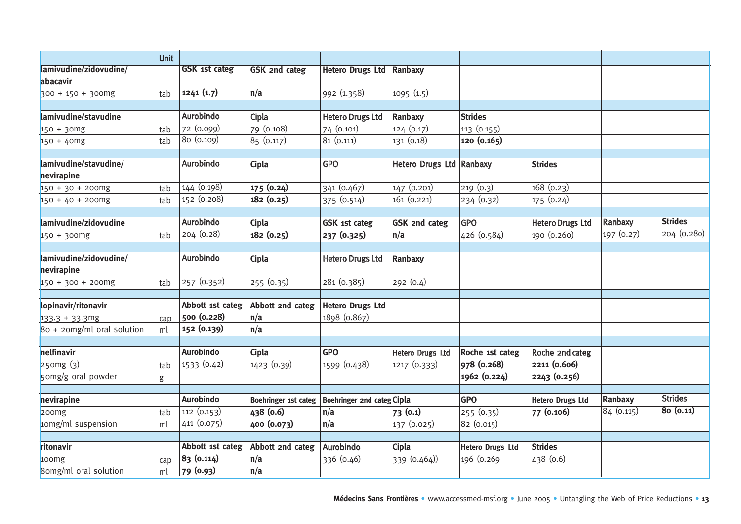| | Unit | | | | | | | | |
|---|---|---|---|---|---|---|---|---|---|
| **lamivudine/zidovudine/ abacavir** | | **GSK 1st categ** | **GSK 2nd categ** | **Hetero Drugs Ltd** | **Ranbaxy** | | | | |
| 300 + 150 + 300mg | tab | **1241 (1.7)** | **n/a** | 992 (1.358) | 1095 (1.5) | | | | |
| | | | | | | | | | |
| **lamivudine/stavudine** | | **Aurobindo** | **Cipla** | **Hetero Drugs Ltd** | **Ranbaxy** | **Strides** | | | |
| 150 + 30mg | tab | 72 (0.099) | 79 (0.108) | 74 (0.101) | 124 (0.17) | 113 (0.155) | | | |
| 150 + 40mg | tab | 80 (0.109) | 85 (0.117) | 81 (0.111) | 131 (0.18) | **120 (0.165)** | | | |
| | | | | | | | | | |
| **lamivudine/stavudine/ nevirapine** | | **Aurobindo** | **Cipla** | **GPO** | **Hetero Drugs Ltd** | **Ranbaxy** | **Strides** | | |
| 150 + 30 + 200mg | tab | 144 (0.198) | **175 (0.24)** | 341 (0.467) | 147 (0.201) | 219 (0.3) | 168 (0.23) | | |
| 150 + 40 + 200mg | tab | 152 (0.208) | **182 (0.25)** | 375 (0.514) | 161 (0.221) | 234 (0.32) | 175 (0.24) | | |
| | | | | | | | | | |
| **lamivudine/zidovudine** | | **Aurobindo** | **Cipla** | **GSK 1st categ** | **GSK 2nd categ** | **GPO** | **Hetero Drugs Ltd** | **Ranbaxy** | **Strides** |
| 150 + 300mg | tab | 204 (0.28) | **182 (0.25)** | **237 (0.325)** | **n/a** | 426 (0.584) | 190 (0.260) | 197 (0.27) | 204 (0.280) |
| | | | | | | | | | |
| **lamivudine/zidovudine/ nevirapine** | | **Aurobindo** | **Cipla** | **Hetero Drugs Ltd** | **Ranbaxy** | | | | |
| 150 + 300 + 200mg | tab | 257 (0.352) | 255 (0.35) | 281 (0.385) | 292 (0.4) | | | | |
| | | | | | | | | | |
| **lopinavir/ritonavir** | | **Abbott 1st categ** | **Abbott 2nd categ** | **Hetero Drugs Ltd** | | | | | |
| 133.3 + 33.3mg | cap | **500 (0.228)** | **n/a** | 1898 (0.867) | | | | | |
| 80 + 20mg/ml oral solution | ml | **152 (0.139)** | **n/a** | | | | | | |
| | | | | | | | | | |
| **nelfinavir** | | **Aurobindo** | **Cipla** | **GPO** | **Hetero Drugs Ltd** | **Roche 1st categ** | **Roche 2nd categ** | | |
| 250mg (3) | tab | 1533 (0.42) | 1423 (0.39) | 1599 (0.438) | 1217 (0.333) | **978 (0.268)** | **2211 (0.606)** | | |
| 50mg/g oral powder | g | | | | | **1962 (0.224)** | **2243 (0.256)** | | |
| | | | | | | | | | |
| **nevirapine** | | **Aurobindo** | **Boehringer 1st categ** | **Boehringer 2nd categ** | **Cipla** | **GPO** | **Hetero Drugs Ltd** | **Ranbaxy** | **Strides** |
| 200mg | tab | 112 (0.153) | **438 (0.6)** | **n/a** | **73 (0.1)** | 255 (0.35) | **77 (0.106)** | 84 (0.115) | **80 (0.11)** |
| 10mg/ml suspension | ml | 411 (0.075) | **400 (0.073)** | **n/a** | 137 (0.025) | 82 (0.015) | | | |
| | | | | | | | | | |
| **ritonavir** | | **Abbott 1st categ** | **Abbott 2nd categ** | **Aurobindo** | **Cipla** | **Hetero Drugs Ltd** | **Strides** | | |
| 100mg | cap | **83 (0.114)** | **n/a** | 336 (0.46) | 339 (0.464)) | 196 (0.269 | 438 (0.6) | | |
| 80mg/ml oral solution | ml | **79 (0.93)** | **n/a** | | | | | | |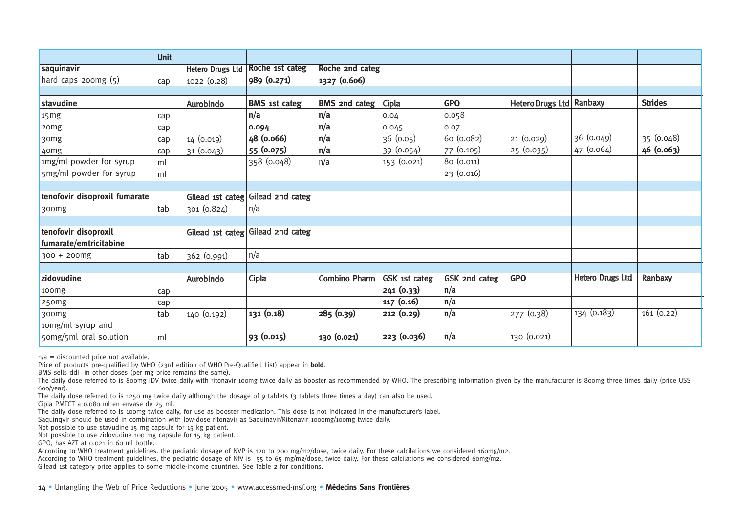| | Unit | | | | | | | | |
|---|---|---|---|---|---|---|---|---|---|
| **saquinavir** | | Hetero Drugs Ltd | Roche 1st categ | Roche 2nd categ | | | | | |
| hard caps 200mg (5) | cap | 1022 (0.28) | **989 (0.271)** | **1327 (0.606)** | | | | | |
| | | | | | | | | | |
| **stavudine** | | Aurobindo | BMS 1st categ | BMS 2nd categ | Cipla | GPO | Hetero Drugs Ltd | Ranbaxy | Strides |
| 15mg | cap | | **n/a** | **n/a** | 0.04 | 0.058 | | | |
| 20mg | cap | | **0.094** | **n/a** | 0.045 | 0.07 | | | |
| 30mg | cap | 14 (0.019) | **48 (0.066)** | **n/a** | 36 (0.05) | 60 (0.082) | 21 (0.029) | 36 (0.049) | 35 (0.048) |
| 40mg | cap | 31 (0.043) | **55 (0.075)** | **n/a** | 39 (0.054) | 77 (0.105) | 25 (0.035) | 47 (0.064) | **46 (0.063)** |
| 1mg/ml powder for syrup | ml | | 358 (0.048) | n/a | 153 (0.021) | 80 (0.011) | | | |
| 5mg/ml powder for syrup | ml | | | | | 23 (0.016) | | | |
| | | | | | | | | | |
| **tenofovir disoproxil fumarate** | | Gilead 1st categ | Gilead 2nd categ | | | | | | |
| 300mg | tab | 301 (0.824) | n/a | | | | | | |
| | | | | | | | | | |
| **tenofovir disoproxil fumarate/emtricitabine** | | Gilead 1st categ | Gilead 2nd categ | | | | | | |
| 300 + 200mg | tab | 362 (0.991) | n/a | | | | | | |
| | | | | | | | | | |
| **zidovudine** | | Aurobindo | Cipla | Combino Pharm | GSK 1st categ | GSK 2nd categ | GPO | Hetero Drugs Ltd | Ranbaxy |
| 100mg | cap | | | | **241 (0.33)** | **n/a** | | | |
| 250mg | cap | | | | **117 (0.16)** | **n/a** | | | |
| 300mg | tab | 140 (0.192) | **131 (0.18)** | **285 (0.39)** | **212 (0.29)** | **n/a** | 277 (0.38) | 134 (0.183) | 161 (0.22) |
| 10mg/ml syrup and 50mg/5ml oral solution | ml | | **93 (0.015)** | **130 (0.021)** | **223 (0.036)** | **n/a** | 130 (0.021) | | |

n/a = discounted price not available.
Price of products pre-qualified by WHO (23rd edition of WHO Pre-Qualified List) appear in **bold**.
BMS sells ddI in other doses (per mg price remains the same).
The daily dose referred to is 800mg IDV twice daily with ritonavir 100mg twice daily as booster as recommended by WHO. The prescribing information given by the manufacturer is 800mg three times daily (price US$ 600/year).
The daily dose referred to is 1250 mg twice daily although the dosage of 9 tablets (3 tablets three times a day) can also be used.
Cipla PMTCT a 0.080 ml en envase de 25 ml.
The daily dose referred to is 100mg twice daily, for use as booster medication. This dose is not indicated in the manufacturer's label.
Saquinqvir should be used in combination with low-dose ritonavir as Saquinavir/Ritonavir 1000mg/100mg twice daily.
Not possible to use stavudine 15 mg capsule for 15 kg patient.
Not possible to use zidovudine 100 mg capsule for 15 kg patient.
GPO, has AZT at 0.021 in 60 ml bottle.
According to WHO treatment guidelines, the pediatric dosage of NVP is 120 to 200 mg/m2/dose, twice daily. For these calcilations we considered 160mg/m2.
According to WHO treatment guidelines, the pediatric dosage of NfV is 55 to 65 mg/m2/dose, twice daily. For these calcilations we considered 60mg/m2.
Gilead 1st category price applies to some middle-income countries. See Table 2 for conditions.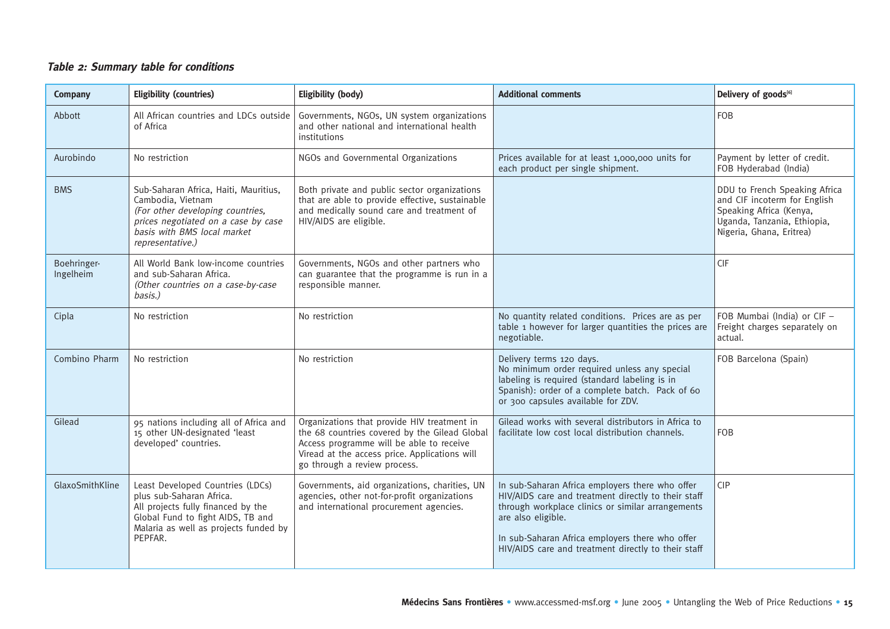***Table 2: Summary table for conditions***

| Company | Eligibility (countries) | Eligibility (body) | Additional comments | Delivery of goods[6] |
|---|---|---|---|---|
| Abbott | All African countries and LDCs outside of Africa | Governments, NGOs, UN system organizations and other national and international health institutions | | FOB |
| Aurobindo | No restriction | NGOs and Governmental Organizations | Prices available for at least 1,000,000 units for each product per single shipment. | Payment by letter of credit. FOB Hyderabad (India) |
| BMS | Sub-Saharan Africa, Haiti, Mauritius, Cambodia, Vietnam *(For other developing countries, prices negotiated on a case by case basis with BMS local market representative.)* | Both private and public sector organizations that are able to provide effective, sustainable and medically sound care and treatment of HIV/AIDS are eligible. | | DDU to French Speaking Africa and CIF incoterm for English Speaking Africa (Kenya, Uganda, Tanzania, Ethiopia, Nigeria, Ghana, Eritrea) |
| Boehringer-Ingelheim | All World Bank low-income countries and sub-Saharan Africa. *(Other countries on a case-by-case basis.)* | Governments, NGOs and other partners who can guarantee that the programme is run in a responsible manner. | | CIF |
| Cipla | No restriction | No restriction | No quantity related conditions. Prices are as per table 1 however for larger quantities the prices are negotiable. | FOB Mumbai (India) or CIF – Freight charges separately on actual. |
| Combino Pharm | No restriction | No restriction | Delivery terms 120 days. No minimum order required unless any special labeling is required (standard labeling is in Spanish): order of a complete batch. Pack of 60 or 300 capsules available for ZDV. | FOB Barcelona (Spain) |
| Gilead | 95 nations including all of Africa and 15 other UN-designated 'least developed' countries. | Organizations that provide HIV treatment in the 68 countries covered by the Gilead Global Access programme will be able to receive Viread at the access price. Applications will go through a review process. | Gilead works with several distributors in Africa to facilitate low cost local distribution channels. | FOB |
| GlaxoSmithKline | Least Developed Countries (LDCs) plus sub-Saharan Africa. All projects fully financed by the Global Fund to fight AIDS, TB and Malaria as well as projects funded by PEPFAR. | Governments, aid organizations, charities, UN agencies, other not-for-profit organizations and international procurement agencies. | In sub-Saharan Africa employers there who offer HIV/AIDS care and treatment directly to their staff through workplace clinics or similar arrangements are also eligible. In sub-Saharan Africa employers there who offer HIV/AIDS care and treatment directly to their staff | CIP |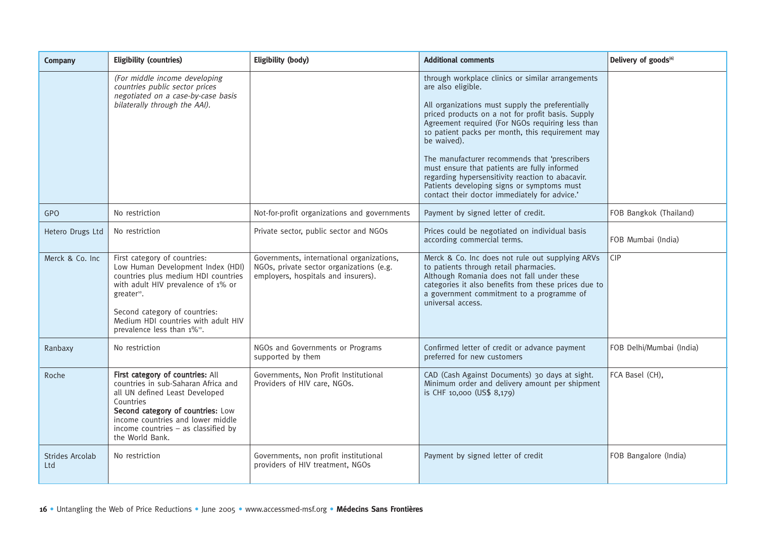| Company | Eligibility (countries) | Eligibility (body) | Additional comments | Delivery of goods[6] |
|---|---|---|---|---|
| | *(For middle income developing countries public sector prices negotiated on a case-by-case basis bilaterally through the AAI).* | | through workplace clinics or similar arrangements are also eligible.<br><br>All organizations must supply the preferentially priced products on a not for profit basis. Supply Agreement required (For NGOs requiring less than 10 patient packs per month, this requirement may be waived).<br><br>The manufacturer recommends that 'prescribers must ensure that patients are fully informed regarding hypersensitivity reaction to abacavir. Patients developing signs or symptoms must contact their doctor immediately for advice.' | |
| GPO | No restriction | Not-for-profit organizations and governments | Payment by signed letter of credit. | FOB Bangkok (Thailand) |
| Hetero Drugs Ltd | No restriction | Private sector, public sector and NGOs | Prices could be negotiated on individual basis according commercial terms. | FOB Mumbai (India) |
| Merck & Co. Inc | First category of countries: Low Human Development Index (HDI) countries plus medium HDI countries with adult HIV prevalence of 1% or greater[10].<br><br>Second category of countries: Medium HDI countries with adult HIV prevalence less than 1%[10]. | Governments, international organizations, NGOs, private sector organizations (e.g. employers, hospitals and insurers). | Merck & Co. Inc does not rule out supplying ARVs to patients through retail pharmacies. Although Romania does not fall under these categories it also benefits from these prices due to a government commitment to a programme of universal access. | CIP |
| Ranbaxy | No restriction | NGOs and Governments or Programs supported by them | Confirmed letter of credit or advance payment preferred for new customers | FOB Delhi/Mumbai (India) |
| Roche | **First category of countries:** All countries in sub-Saharan Africa and all UN defined Least Developed Countries<br>**Second category of countries:** Low income countries and lower middle income countries – as classified by the World Bank. | Governments, Non Profit Institutional Providers of HIV care, NGOs. | CAD (Cash Against Documents) 30 days at sight. Minimum order and delivery amount per shipment is CHF 10,000 (US$ 8,179) | FCA Basel (CH), |
| Strides Arcolab Ltd | No restriction | Governments, non profit institutional providers of HIV treatment, NGOs | Payment by signed letter of credit | FOB Bangalore (India) |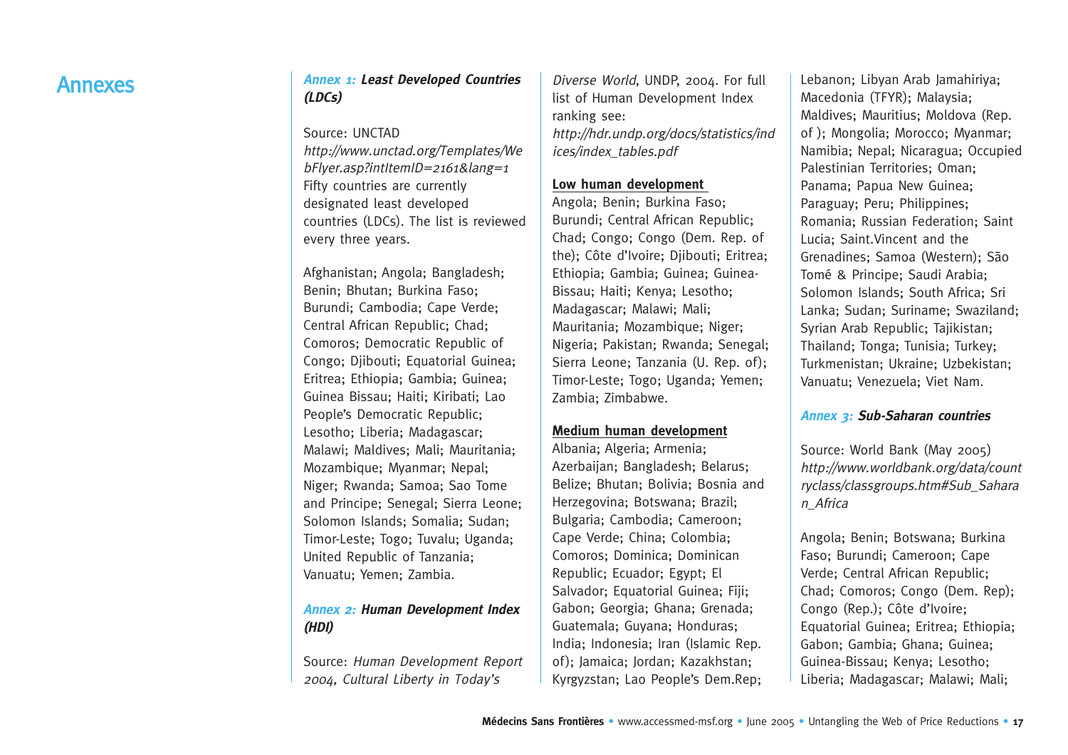# Annexes

### *Annex 1:* **Least Developed Countries (LDCs)**

Source: UNCTAD
*http://www.unctad.org/Templates/WebFlyer.asp?intItemID=2161&lang=1*
Fifty countries are currently designated least developed countries (LDCs). The list is reviewed every three years.

Afghanistan; Angola; Bangladesh; Benin; Bhutan; Burkina Faso; Burundi; Cambodia; Cape Verde; Central African Republic; Chad; Comoros; Democratic Republic of Congo; Djibouti; Equatorial Guinea; Eritrea; Ethiopia; Gambia; Guinea; Guinea Bissau; Haiti; Kiribati; Lao People's Democratic Republic; Lesotho; Liberia; Madagascar; Malawi; Maldives; Mali; Mauritania; Mozambique; Myanmar; Nepal; Niger; Rwanda; Samoa; Sao Tome and Principe; Senegal; Sierra Leone; Solomon Islands; Somalia; Sudan; Timor-Leste; Togo; Tuvalu; Uganda; United Republic of Tanzania; Vanuatu; Yemen; Zambia.

### *Annex 2:* **Human Development Index (HDI)**

Source: *Human Development Report 2004, Cultural Liberty in Today's Diverse World*, UNDP, 2004. For full list of Human Development Index ranking see:
*http://hdr.undp.org/docs/statistics/indices/index_tables.pdf*

**Low human development**

Angola; Benin; Burkina Faso; Burundi; Central African Republic; Chad; Congo; Congo (Dem. Rep. of the); Côte d'Ivoire; Djibouti; Eritrea; Ethiopia; Gambia; Guinea; Guinea-Bissau; Haiti; Kenya; Lesotho; Madagascar; Malawi; Mali; Mauritania; Mozambique; Niger; Nigeria; Pakistan; Rwanda; Senegal; Sierra Leone; Tanzania (U. Rep. of); Timor-Leste; Togo; Uganda; Yemen; Zambia; Zimbabwe.

**Medium human development**

Albania; Algeria; Armenia; Azerbaijan; Bangladesh; Belarus; Belize; Bhutan; Bolivia; Bosnia and Herzegovina; Botswana; Brazil; Bulgaria; Cambodia; Cameroon; Cape Verde; China; Colombia; Comoros; Dominica; Dominican Republic; Ecuador; Egypt; El Salvador; Equatorial Guinea; Fiji; Gabon; Georgia; Ghana; Grenada; Guatemala; Guyana; Honduras; India; Indonesia; Iran (Islamic Rep. of); Jamaica; Jordan; Kazakhstan; Kyrgyzstan; Lao People's Dem.Rep; Lebanon; Libyan Arab Jamahiriya; Macedonia (TFYR); Malaysia; Maldives; Mauritius; Moldova (Rep. of ); Mongolia; Morocco; Myanmar; Namibia; Nepal; Nicaragua; Occupied Palestinian Territories; Oman; Panama; Papua New Guinea; Paraguay; Peru; Philippines; Romania; Russian Federation; Saint Lucia; Saint.Vincent and the Grenadines; Samoa (Western); São Tomé & Principe; Saudi Arabia; Solomon Islands; South Africa; Sri Lanka; Sudan; Suriname; Swaziland; Syrian Arab Republic; Tajikistan; Thailand; Tonga; Tunisia; Turkey; Turkmenistan; Ukraine; Uzbekistan; Vanuatu; Venezuela; Viet Nam.

### *Annex 3:* **Sub-Saharan countries**

Source: World Bank (May 2005)
*http://www.worldbank.org/data/countryclass/classgroups.htm#Sub_Saharan_Africa*

Angola; Benin; Botswana; Burkina Faso; Burundi; Cameroon; Cape Verde; Central African Republic; Chad; Comoros; Congo (Dem. Rep); Congo (Rep.); Côte d'Ivoire; Equatorial Guinea; Eritrea; Ethiopia; Gabon; Gambia; Ghana; Guinea; Guinea-Bissau; Kenya; Lesotho; Liberia; Madagascar; Malawi; Mali;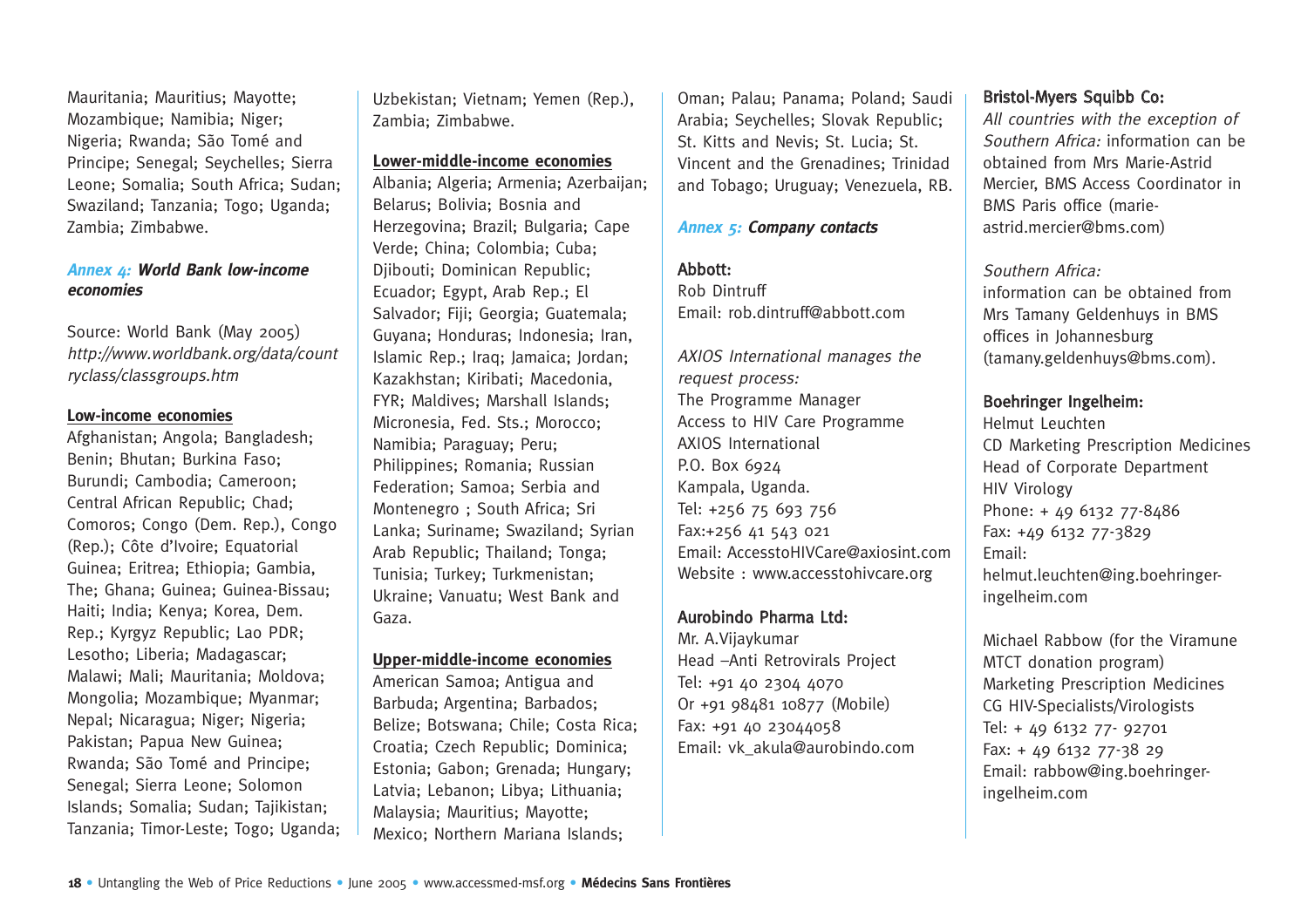Mauritania; Mauritius; Mayotte; Mozambique; Namibia; Niger; Nigeria; Rwanda; São Tomé and Principe; Senegal; Seychelles; Sierra Leone; Somalia; South Africa; Sudan; Swaziland; Tanzania; Togo; Uganda; Zambia; Zimbabwe.

## *Annex 4:* ***World Bank low-income economies***

Source: World Bank (May 2005)
*http://www.worldbank.org/data/countryclass/classgroups.htm*

**Low-income economies**

Afghanistan; Angola; Bangladesh; Benin; Bhutan; Burkina Faso; Burundi; Cambodia; Cameroon; Central African Republic; Chad; Comoros; Congo (Dem. Rep.), Congo (Rep.); Côte d'Ivoire; Equatorial Guinea; Eritrea; Ethiopia; Gambia, The; Ghana; Guinea; Guinea-Bissau; Haiti; India; Kenya; Korea, Dem. Rep.; Kyrgyz Republic; Lao PDR; Lesotho; Liberia; Madagascar; Malawi; Mali; Mauritania; Moldova; Mongolia; Mozambique; Myanmar; Nepal; Nicaragua; Niger; Nigeria; Pakistan; Papua New Guinea; Rwanda; São Tomé and Principe; Senegal; Sierra Leone; Solomon Islands; Somalia; Sudan; Tajikistan; Tanzania; Timor-Leste; Togo; Uganda; Uzbekistan; Vietnam; Yemen (Rep.), Zambia; Zimbabwe.

**Lower-middle-income economies**

Albania; Algeria; Armenia; Azerbaijan; Belarus; Bolivia; Bosnia and Herzegovina; Brazil; Bulgaria; Cape Verde; China; Colombia; Cuba; Djibouti; Dominican Republic; Ecuador; Egypt, Arab Rep.; El Salvador; Fiji; Georgia; Guatemala; Guyana; Honduras; Indonesia; Iran, Islamic Rep.; Iraq; Jamaica; Jordan; Kazakhstan; Kiribati; Macedonia, FYR; Maldives; Marshall Islands; Micronesia, Fed. Sts.; Morocco; Namibia; Paraguay; Peru; Philippines; Romania; Russian Federation; Samoa; Serbia and Montenegro ; South Africa; Sri Lanka; Suriname; Swaziland; Syrian Arab Republic; Thailand; Tonga; Tunisia; Turkey; Turkmenistan; Ukraine; Vanuatu; West Bank and Gaza.

**Upper-middle-income economies**

American Samoa; Antigua and Barbuda; Argentina; Barbados; Belize; Botswana; Chile; Costa Rica; Croatia; Czech Republic; Dominica; Estonia; Gabon; Grenada; Hungary; Latvia; Lebanon; Libya; Lithuania; Malaysia; Mauritius; Mayotte; Mexico; Northern Mariana Islands; Oman; Palau; Panama; Poland; Saudi Arabia; Seychelles; Slovak Republic; St. Kitts and Nevis; St. Lucia; St. Vincent and the Grenadines; Trinidad and Tobago; Uruguay; Venezuela, RB.

## *Annex 5:* ***Company contacts***

**Abbott:**
Rob Dintruff
Email: rob.dintruff@abbott.com

*AXIOS International manages the request process:*
The Programme Manager
Access to HIV Care Programme
AXIOS International
P.O. Box 6924
Kampala, Uganda.
Tel: +256 75 693 756
Fax:+256 41 543 021
Email: AccesstoHIVCare@axiosint.com
Website : www.accesstohivcare.org

**Aurobindo Pharma Ltd:**
Mr. A.Vijaykumar
Head –Anti Retrovirals Project
Tel: +91 40 2304 4070
Or +91 98481 10877 (Mobile)
Fax: +91 40 23044058
Email: vk_akula@aurobindo.com

**Bristol-Myers Squibb Co:**
*All countries with the exception of Southern Africa:* information can be obtained from Mrs Marie-Astrid Mercier, BMS Access Coordinator in BMS Paris office (marie-astrid.mercier@bms.com)

*Southern Africa:*
information can be obtained from Mrs Tamany Geldenhuys in BMS offices in Johannesburg (tamany.geldenhuys@bms.com).

**Boehringer Ingelheim:**
Helmut Leuchten
CD Marketing Prescription Medicines
Head of Corporate Department
HIV Virology
Phone: + 49 6132 77-8486
Fax: +49 6132 77-3829
Email:
helmut.leuchten@ing.boehringer-ingelheim.com

Michael Rabbow (for the Viramune MTCT donation program)
Marketing Prescription Medicines
CG HIV-Specialists/Virologists
Tel: + 49 6132 77- 92701
Fax: + 49 6132 77-38 29
Email: rabbow@ing.boehringer-ingelheim.com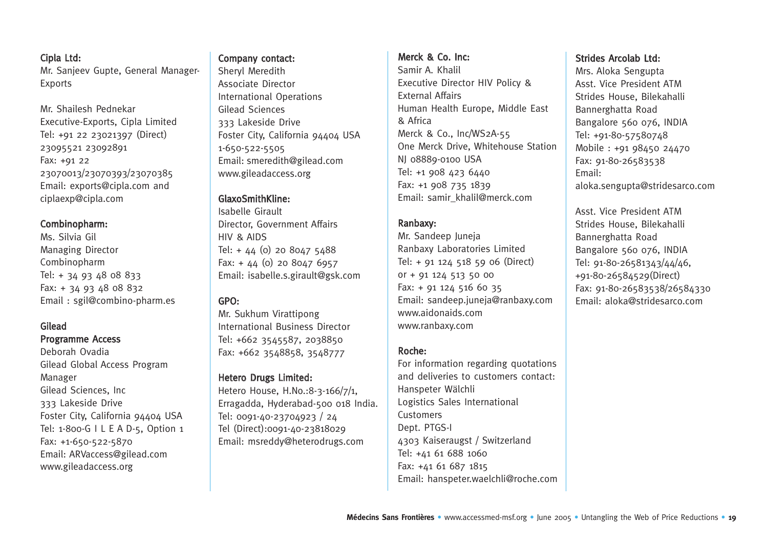**Cipla Ltd:**
Mr. Sanjeev Gupte, General Manager-Exports

Mr. Shailesh Pednekar
Executive-Exports, Cipla Limited
Tel: +91 22 23021397 (Direct)
23095521 23092891
Fax: +91 22
23070013/23070393/23070385
Email: exports@cipla.com and
ciplaexp@cipla.com

**Combinopharm:**
Ms. Silvia Gil
Managing Director
Combinopharm
Tel: + 34 93 48 08 833
Fax: + 34 93 48 08 832
Email : sgil@combino-pharm.es

**Gilead**
**Programme Access**
Deborah Ovadia
Gilead Global Access Program
Manager
Gilead Sciences, Inc
333 Lakeside Drive
Foster City, California 94404 USA
Tel: 1-800-G I L E A D-5, Option 1
Fax: +1-650-522-5870
Email: ARVaccess@gilead.com
www.gileadaccess.org

**Company contact:**
Sheryl Meredith
Associate Director
International Operations
Gilead Sciences
333 Lakeside Drive
Foster City, California 94404 USA
1-650-522-5505
Email: smeredith@gilead.com
www.gileadaccess.org

**GlaxoSmithKline:**
Isabelle Girault
Director, Government Affairs
HIV & AIDS
Tel: + 44 (0) 20 8047 5488
Fax: + 44 (0) 20 8047 6957
Email: isabelle.s.girault@gsk.com

**GPO:**
Mr. Sukhum Virattipong
International Business Director
Tel: +662 3545587, 2038850
Fax: +662 3548858, 3548777

**Hetero Drugs Limited:**
Hetero House, H.No.:8-3-166/7/1,
Erragadda, Hyderabad-500 018 India.
Tel: 0091-40-23704923 / 24
Tel (Direct):0091-40-23818029
Email: msreddy@heterodrugs.com

**Merck & Co. Inc:**
Samir A. Khalil
Executive Director HIV Policy &
External Affairs
Human Health Europe, Middle East
& Africa
Merck & Co., Inc/WS2A-55
One Merck Drive, Whitehouse Station
NJ 08889-0100 USA
Tel: +1 908 423 6440
Fax: +1 908 735 1839
Email: samir_khalil@merck.com

**Ranbaxy:**
Mr. Sandeep Juneja
Ranbaxy Laboratories Limited
Tel: + 91 124 518 59 06 (Direct)
or + 91 124 513 50 00
Fax: + 91 124 516 60 35
Email: sandeep.juneja@ranbaxy.com
www.aidonaids.com
www.ranbaxy.com

**Roche:**
For information regarding quotations and deliveries to customers contact:
Hanspeter Wälchli
Logistics Sales International
Customers
Dept. PTGS-I
4303 Kaiseraugst / Switzerland
Tel: +41 61 688 1060
Fax: +41 61 687 1815
Email: hanspeter.waelchli@roche.com

**Strides Arcolab Ltd:**
Mrs. Aloka Sengupta
Asst. Vice President ATM
Strides House, Bilekahalli
Bannerghatta Road
Bangalore 560 076, INDIA
Tel: +91-80-57580748
Mobile : +91 98450 24470
Fax: 91-80-26583538
Email:
aloka.sengupta@stridesarco.com

Asst. Vice President ATM
Strides House, Bilekahalli
Bannerghatta Road
Bangalore 560 076, INDIA
Tel: 91-80-26581343/44/46,
+91-80-26584529(Direct)
Fax: 91-80-26583538/26584330
Email: aloka@stridesarco.com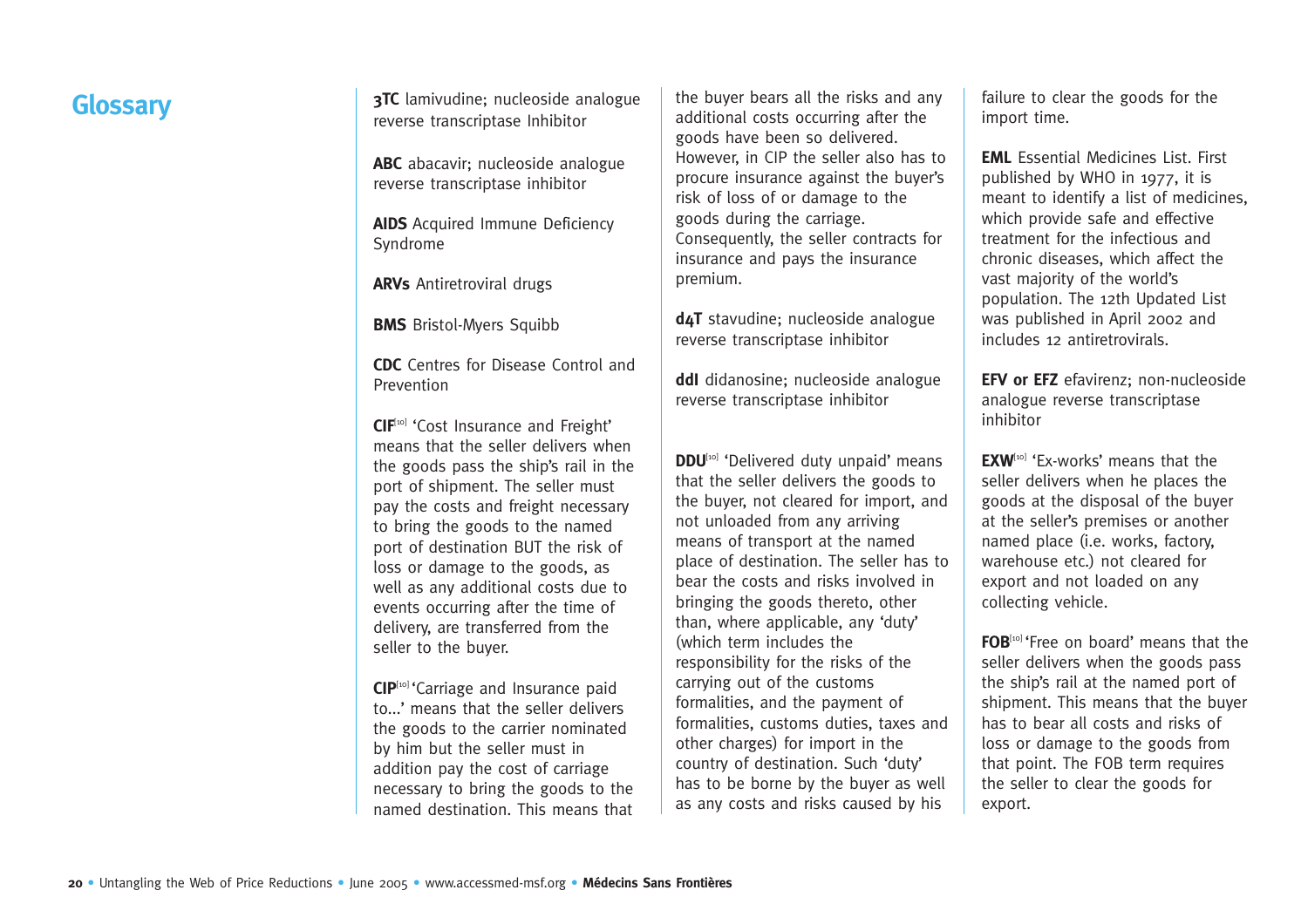# Glossary

**3TC** lamivudine; nucleoside analogue reverse transcriptase Inhibitor

**ABC** abacavir; nucleoside analogue reverse transcriptase inhibitor

**AIDS** Acquired Immune Deficiency Syndrome

**ARVs** Antiretroviral drugs

**BMS** Bristol-Myers Squibb

**CDC** Centres for Disease Control and Prevention

**CIF**[10] 'Cost Insurance and Freight' means that the seller delivers when the goods pass the ship's rail in the port of shipment. The seller must pay the costs and freight necessary to bring the goods to the named port of destination BUT the risk of loss or damage to the goods, as well as any additional costs due to events occurring after the time of delivery, are transferred from the seller to the buyer.

**CIP**[10] 'Carriage and Insurance paid to...' means that the seller delivers the goods to the carrier nominated by him but the seller must in addition pay the cost of carriage necessary to bring the goods to the named destination. This means that the buyer bears all the risks and any additional costs occurring after the goods have been so delivered. However, in CIP the seller also has to procure insurance against the buyer's risk of loss of or damage to the goods during the carriage. Consequently, the seller contracts for insurance and pays the insurance premium.

**d4T** stavudine; nucleoside analogue reverse transcriptase inhibitor

**ddI** didanosine; nucleoside analogue reverse transcriptase inhibitor

**DDU**[10] 'Delivered duty unpaid' means that the seller delivers the goods to the buyer, not cleared for import, and not unloaded from any arriving means of transport at the named place of destination. The seller has to bear the costs and risks involved in bringing the goods thereto, other than, where applicable, any 'duty' (which term includes the responsibility for the risks of the carrying out of the customs formalities, and the payment of formalities, customs duties, taxes and other charges) for import in the country of destination. Such 'duty' has to be borne by the buyer as well as any costs and risks caused by his failure to clear the goods for the import time.

**EML** Essential Medicines List. First published by WHO in 1977, it is meant to identify a list of medicines, which provide safe and effective treatment for the infectious and chronic diseases, which affect the vast majority of the world's population. The 12th Updated List was published in April 2002 and includes 12 antiretrovirals.

**EFV or EFZ** efavirenz; non-nucleoside analogue reverse transcriptase inhibitor

**EXW**[10] 'Ex-works' means that the seller delivers when he places the goods at the disposal of the buyer at the seller's premises or another named place (i.e. works, factory, warehouse etc.) not cleared for export and not loaded on any collecting vehicle.

**FOB**[10] 'Free on board' means that the seller delivers when the goods pass the ship's rail at the named port of shipment. This means that the buyer has to bear all costs and risks of loss or damage to the goods from that point. The FOB term requires the seller to clear the goods for export.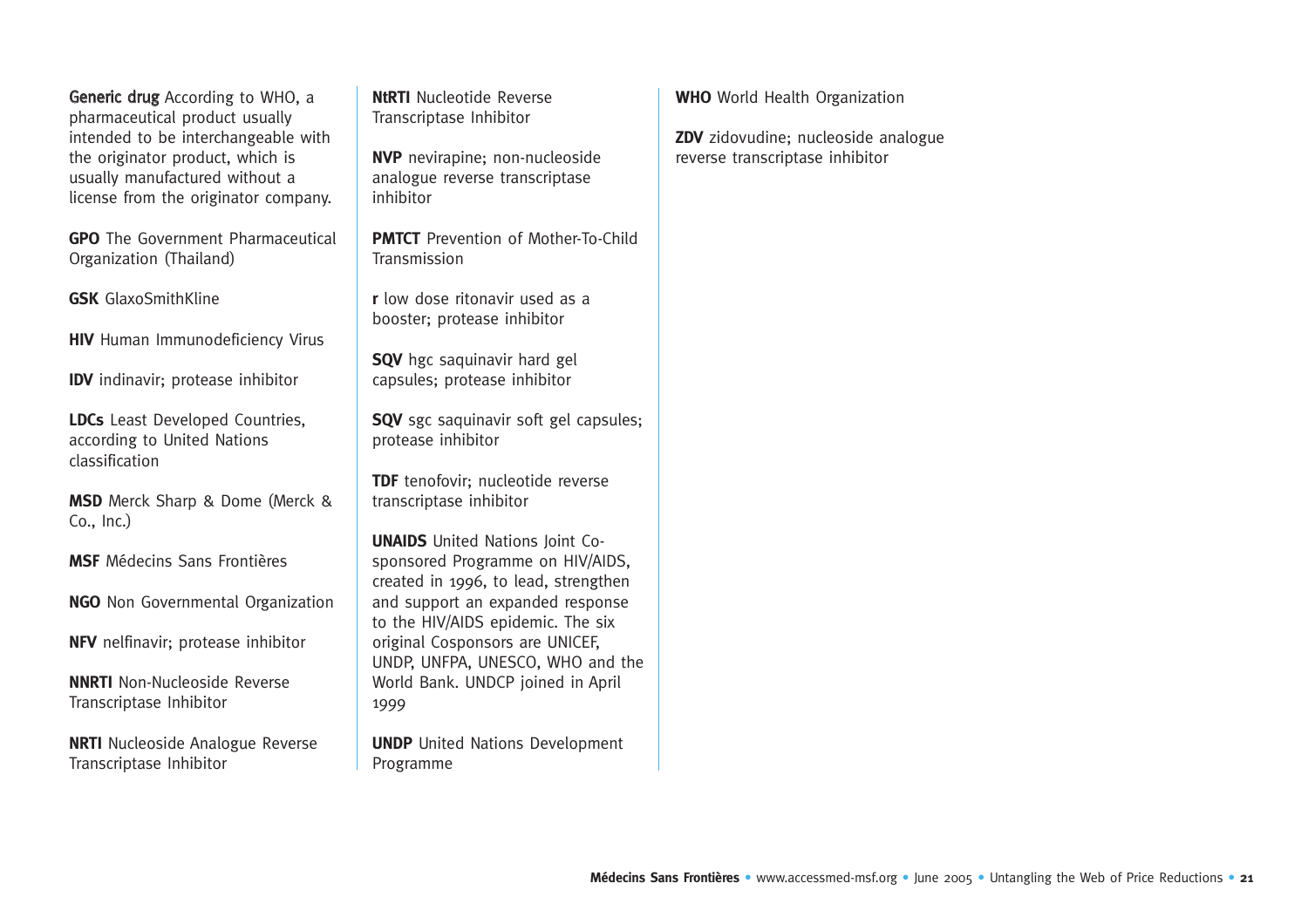**Generic drug** According to WHO, a pharmaceutical product usually intended to be interchangeable with the originator product, which is usually manufactured without a license from the originator company.

**GPO** The Government Pharmaceutical Organization (Thailand)

**GSK** GlaxoSmithKline

**HIV** Human Immunodeficiency Virus

**IDV** indinavir; protease inhibitor

**LDCs** Least Developed Countries, according to United Nations classification

**MSD** Merck Sharp & Dome (Merck & Co., Inc.)

**MSF** Médecins Sans Frontières

**NGO** Non Governmental Organization

**NFV** nelfinavir; protease inhibitor

**NNRTI** Non-Nucleoside Reverse Transcriptase Inhibitor

**NRTI** Nucleoside Analogue Reverse Transcriptase Inhibitor

**NtRTI** Nucleotide Reverse Transcriptase Inhibitor

**NVP** nevirapine; non-nucleoside analogue reverse transcriptase inhibitor

**PMTCT** Prevention of Mother-To-Child Transmission

**r** low dose ritonavir used as a booster; protease inhibitor

**SQV** hgc saquinavir hard gel capsules; protease inhibitor

**SQV** sgc saquinavir soft gel capsules; protease inhibitor

**TDF** tenofovir; nucleotide reverse transcriptase inhibitor

**UNAIDS** United Nations Joint Co-sponsored Programme on HIV/AIDS, created in 1996, to lead, strengthen and support an expanded response to the HIV/AIDS epidemic. The six original Cosponsors are UNICEF, UNDP, UNFPA, UNESCO, WHO and the World Bank. UNDCP joined in April 1999

**UNDP** United Nations Development Programme

**WHO** World Health Organization

**ZDV** zidovudine; nucleoside analogue reverse transcriptase inhibitor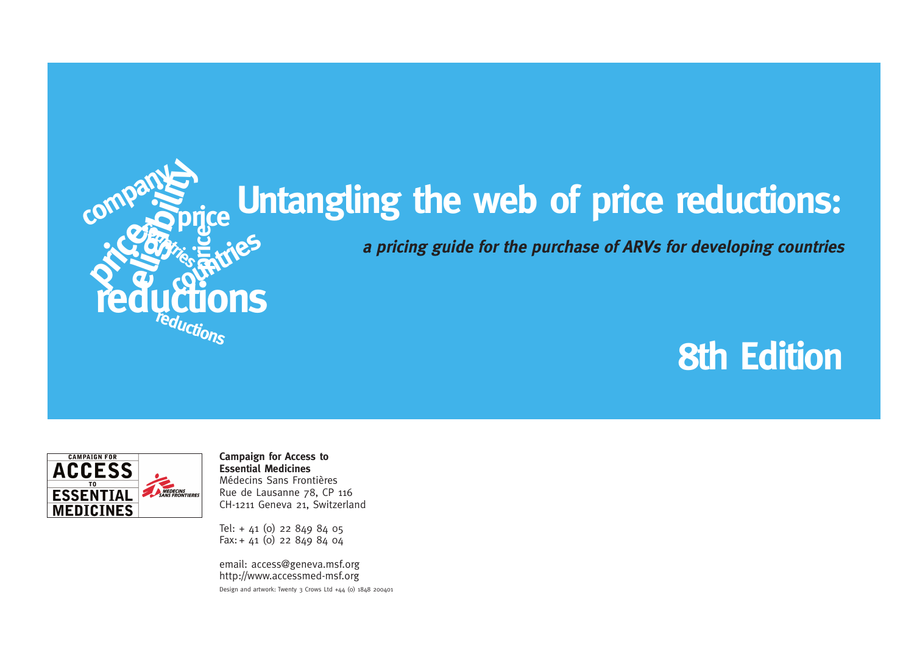# Untangling the web of price reductions:

***a pricing guide for the purchase of ARVs for developing countries***

## 8th Edition

**Campaign for Access to Essential Medicines**
Médecins Sans Frontières
Rue de Lausanne 78, CP 116
CH-1211 Geneva 21, Switzerland

Tel: + 41 (0) 22 849 84 05
Fax: + 41 (0) 22 849 84 04

email: access@geneva.msf.org
http://www.accessmed-msf.org

Design and artwork: Twenty 3 Crows Ltd +44 (0) 1848 200401